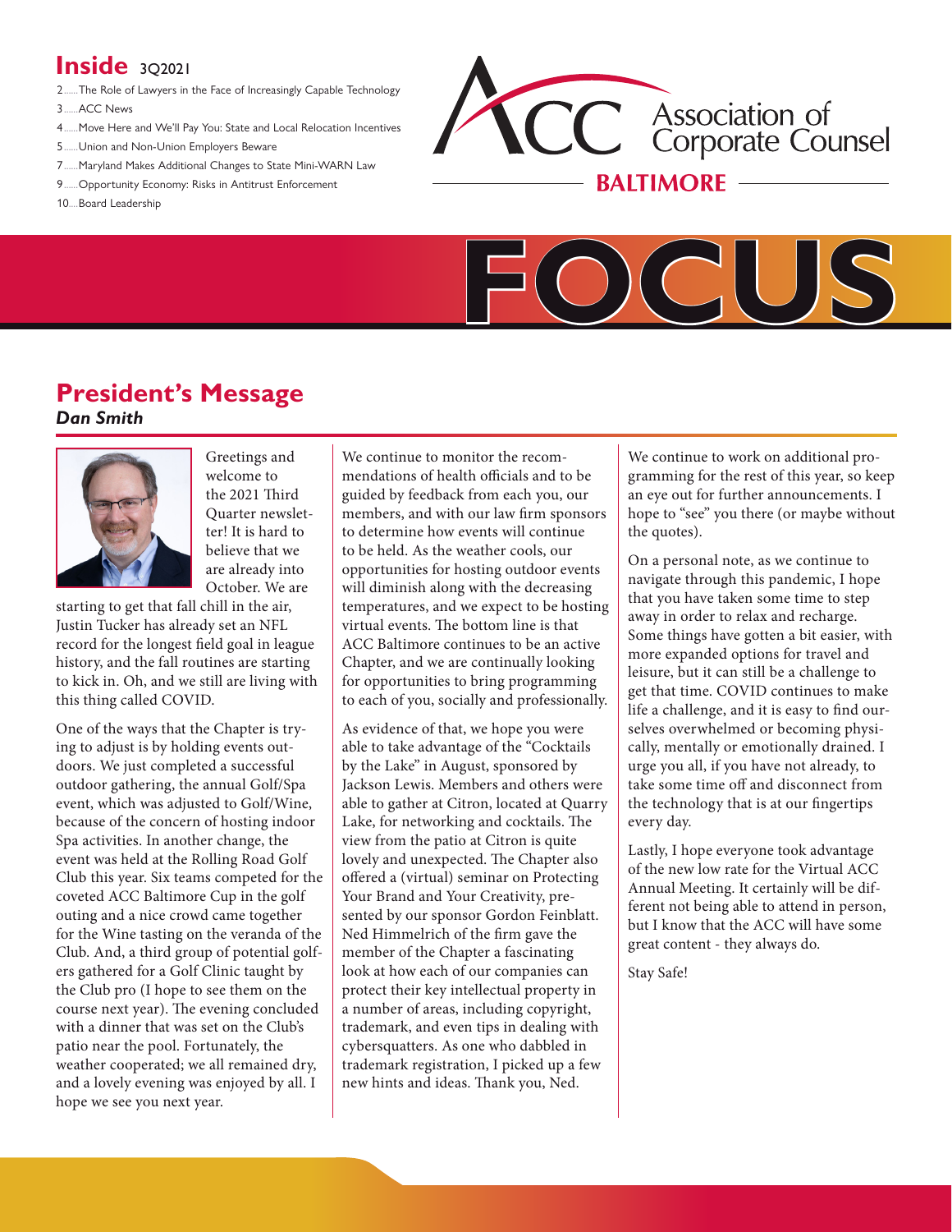## Inside 3Q2021

2......The Role of Lawyers in the Face of Increasingly Capable Technology
3......ACC News
4......Move Here and We'll Pay You: State and Local Relocation Incentives
5......Union and Non-Union Employers Beware
7......Maryland Makes Additional Changes to State Mini-WARN Law
9......Opportunity Economy: Risks in Antitrust Enforcement
10....Board Leadership

ACC Association of Corporate Counsel
BALTIMORE

# FOCUS

## President's Message

***Dan Smith***

Greetings and welcome to the 2021 Third Quarter newsletter! It is hard to believe that we are already into October. We are starting to get that fall chill in the air, Justin Tucker has already set an NFL record for the longest field goal in league history, and the fall routines are starting to kick in. Oh, and we still are living with this thing called COVID.

One of the ways that the Chapter is trying to adjust is by holding events outdoors. We just completed a successful outdoor gathering, the annual Golf/Spa event, which was adjusted to Golf/Wine, because of the concern of hosting indoor Spa activities. In another change, the event was held at the Rolling Road Golf Club this year. Six teams competed for the coveted ACC Baltimore Cup in the golf outing and a nice crowd came together for the Wine tasting on the veranda of the Club. And, a third group of potential golfers gathered for a Golf Clinic taught by the Club pro (I hope to see them on the course next year). The evening concluded with a dinner that was set on the Club's patio near the pool. Fortunately, the weather cooperated; we all remained dry, and a lovely evening was enjoyed by all. I hope we see you next year.

We continue to monitor the recommendations of health officials and to be guided by feedback from each you, our members, and with our law firm sponsors to determine how events will continue to be held. As the weather cools, our opportunities for hosting outdoor events will diminish along with the decreasing temperatures, and we expect to be hosting virtual events. The bottom line is that ACC Baltimore continues to be an active Chapter, and we are continually looking for opportunities to bring programming to each of you, socially and professionally.

As evidence of that, we hope you were able to take advantage of the "Cocktails by the Lake" in August, sponsored by Jackson Lewis. Members and others were able to gather at Citron, located at Quarry Lake, for networking and cocktails. The view from the patio at Citron is quite lovely and unexpected. The Chapter also offered a (virtual) seminar on Protecting Your Brand and Your Creativity, presented by our sponsor Gordon Feinblatt. Ned Himmelrich of the firm gave the member of the Chapter a fascinating look at how each of our companies can protect their key intellectual property in a number of areas, including copyright, trademark, and even tips in dealing with cybersquatters. As one who dabbled in trademark registration, I picked up a few new hints and ideas. Thank you, Ned.

We continue to work on additional programming for the rest of this year, so keep an eye out for further announcements. I hope to "see" you there (or maybe without the quotes).

On a personal note, as we continue to navigate through this pandemic, I hope that you have taken some time to step away in order to relax and recharge. Some things have gotten a bit easier, with more expanded options for travel and leisure, but it can still be a challenge to get that time. COVID continues to make life a challenge, and it is easy to find ourselves overwhelmed or becoming physically, mentally or emotionally drained. I urge you all, if you have not already, to take some time off and disconnect from the technology that is at our fingertips every day.

Lastly, I hope everyone took advantage of the new low rate for the Virtual ACC Annual Meeting. It certainly will be different not being able to attend in person, but I know that the ACC will have some great content - they always do.

Stay Safe!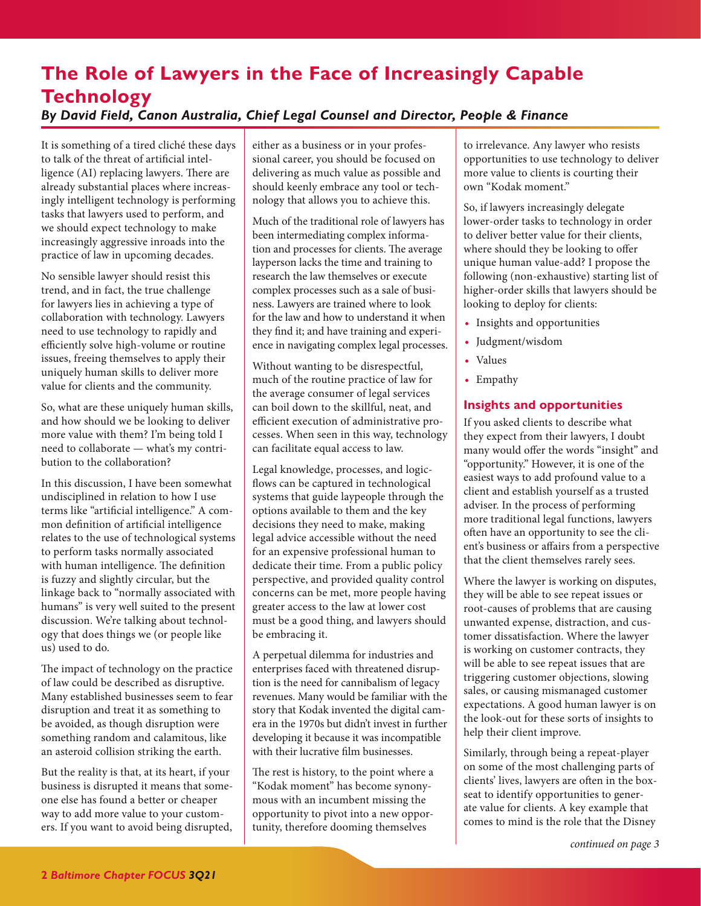# The Role of Lawyers in the Face of Increasingly Capable Technology

***By David Field, Canon Australia, Chief Legal Counsel and Director, People & Finance***

It is something of a tired cliché these days to talk of the threat of artificial intelligence (AI) replacing lawyers. There are already substantial places where increasingly intelligent technology is performing tasks that lawyers used to perform, and we should expect technology to make increasingly aggressive inroads into the practice of law in upcoming decades.

No sensible lawyer should resist this trend, and in fact, the true challenge for lawyers lies in achieving a type of collaboration with technology. Lawyers need to use technology to rapidly and efficiently solve high-volume or routine issues, freeing themselves to apply their uniquely human skills to deliver more value for clients and the community.

So, what are these uniquely human skills, and how should we be looking to deliver more value with them? I'm being told I need to collaborate — what's my contribution to the collaboration?

In this discussion, I have been somewhat undisciplined in relation to how I use terms like "artificial intelligence." A common definition of artificial intelligence relates to the use of technological systems to perform tasks normally associated with human intelligence. The definition is fuzzy and slightly circular, but the linkage back to "normally associated with humans" is very well suited to the present discussion. We're talking about technology that does things we (or people like us) used to do.

The impact of technology on the practice of law could be described as disruptive. Many established businesses seem to fear disruption and treat it as something to be avoided, as though disruption were something random and calamitous, like an asteroid collision striking the earth.

But the reality is that, at its heart, if your business is disrupted it means that someone else has found a better or cheaper way to add more value to your customers. If you want to avoid being disrupted, either as a business or in your professional career, you should be focused on delivering as much value as possible and should keenly embrace any tool or technology that allows you to achieve this.

Much of the traditional role of lawyers has been intermediating complex information and processes for clients. The average layperson lacks the time and training to research the law themselves or execute complex processes such as a sale of business. Lawyers are trained where to look for the law and how to understand it when they find it; and have training and experience in navigating complex legal processes.

Without wanting to be disrespectful, much of the routine practice of law for the average consumer of legal services can boil down to the skillful, neat, and efficient execution of administrative processes. When seen in this way, technology can facilitate equal access to law.

Legal knowledge, processes, and logic-flows can be captured in technological systems that guide laypeople through the options available to them and the key decisions they need to make, making legal advice accessible without the need for an expensive professional human to dedicate their time. From a public policy perspective, and provided quality control concerns can be met, more people having greater access to the law at lower cost must be a good thing, and lawyers should be embracing it.

A perpetual dilemma for industries and enterprises faced with threatened disruption is the need for cannibalism of legacy revenues. Many would be familiar with the story that Kodak invented the digital camera in the 1970s but didn't invest in further developing it because it was incompatible with their lucrative film businesses.

The rest is history, to the point where a "Kodak moment" has become synonymous with an incumbent missing the opportunity to pivot into a new opportunity, therefore dooming themselves to irrelevance. Any lawyer who resists opportunities to use technology to deliver more value to clients is courting their own "Kodak moment."

So, if lawyers increasingly delegate lower-order tasks to technology in order to deliver better value for their clients, where should they be looking to offer unique human value-add? I propose the following (non-exhaustive) starting list of higher-order skills that lawyers should be looking to deploy for clients:

- Insights and opportunities
- Judgment/wisdom
- Values
- Empathy

## Insights and opportunities

If you asked clients to describe what they expect from their lawyers, I doubt many would offer the words "insight" and "opportunity." However, it is one of the easiest ways to add profound value to a client and establish yourself as a trusted adviser. In the process of performing more traditional legal functions, lawyers often have an opportunity to see the client's business or affairs from a perspective that the client themselves rarely sees.

Where the lawyer is working on disputes, they will be able to see repeat issues or root-causes of problems that are causing unwanted expense, distraction, and customer dissatisfaction. Where the lawyer is working on customer contracts, they will be able to see repeat issues that are triggering customer objections, slowing sales, or causing mismanaged customer expectations. A good human lawyer is on the look-out for these sorts of insights to help their client improve.

Similarly, through being a repeat-player on some of the most challenging parts of clients' lives, lawyers are often in the box-seat to identify opportunities to generate value for clients. A key example that comes to mind is the role that the Disney

*continued on page 3*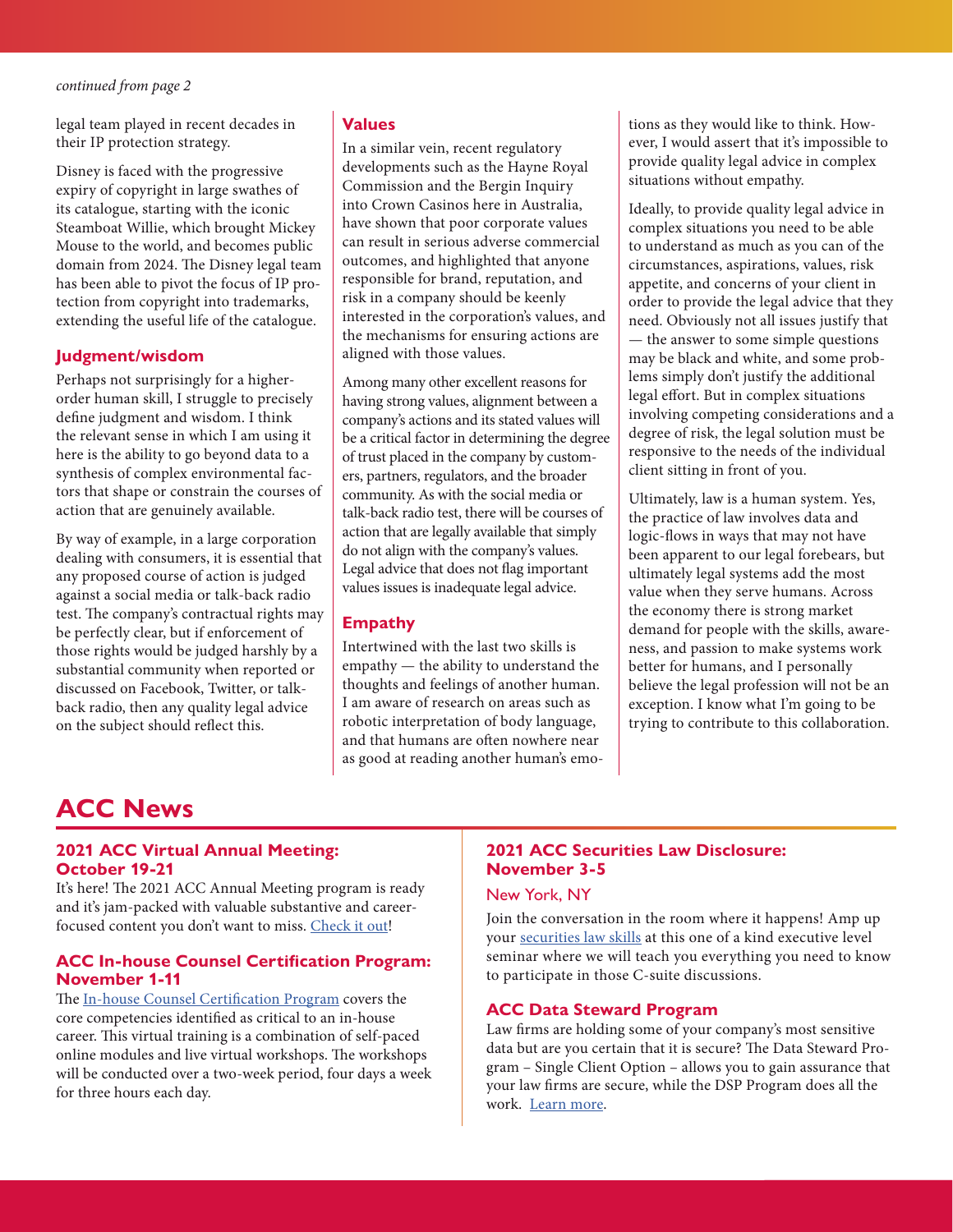*continued from page 2*

legal team played in recent decades in their IP protection strategy.

Disney is faced with the progressive expiry of copyright in large swathes of its catalogue, starting with the iconic Steamboat Willie, which brought Mickey Mouse to the world, and becomes public domain from 2024. The Disney legal team has been able to pivot the focus of IP protection from copyright into trademarks, extending the useful life of the catalogue.

### Judgment/wisdom

Perhaps not surprisingly for a higher-order human skill, I struggle to precisely define judgment and wisdom. I think the relevant sense in which I am using it here is the ability to go beyond data to a synthesis of complex environmental factors that shape or constrain the courses of action that are genuinely available.

By way of example, in a large corporation dealing with consumers, it is essential that any proposed course of action is judged against a social media or talk-back radio test. The company's contractual rights may be perfectly clear, but if enforcement of those rights would be judged harshly by a substantial community when reported or discussed on Facebook, Twitter, or talk-back radio, then any quality legal advice on the subject should reflect this.

### Values

In a similar vein, recent regulatory developments such as the Hayne Royal Commission and the Bergin Inquiry into Crown Casinos here in Australia, have shown that poor corporate values can result in serious adverse commercial outcomes, and highlighted that anyone responsible for brand, reputation, and risk in a company should be keenly interested in the corporation's values, and the mechanisms for ensuring actions are aligned with those values.

Among many other excellent reasons for having strong values, alignment between a company's actions and its stated values will be a critical factor in determining the degree of trust placed in the company by customers, partners, regulators, and the broader community. As with the social media or talk-back radio test, there will be courses of action that are legally available that simply do not align with the company's values. Legal advice that does not flag important values issues is inadequate legal advice.

### Empathy

Intertwined with the last two skills is empathy — the ability to understand the thoughts and feelings of another human. I am aware of research on areas such as robotic interpretation of body language, and that humans are often nowhere near as good at reading another human's emotions as they would like to think. However, I would assert that it's impossible to provide quality legal advice in complex situations without empathy.

Ideally, to provide quality legal advice in complex situations you need to be able to understand as much as you can of the circumstances, aspirations, values, risk appetite, and concerns of your client in order to provide the legal advice that they need. Obviously not all issues justify that — the answer to some simple questions may be black and white, and some problems simply don't justify the additional legal effort. But in complex situations involving competing considerations and a degree of risk, the legal solution must be responsive to the needs of the individual client sitting in front of you.

Ultimately, law is a human system. Yes, the practice of law involves data and logic-flows in ways that may not have been apparent to our legal forebears, but ultimately legal systems add the most value when they serve humans. Across the economy there is strong market demand for people with the skills, awareness, and passion to make systems work better for humans, and I personally believe the legal profession will not be an exception. I know what I'm going to be trying to contribute to this collaboration.

# ACC News

### 2021 ACC Virtual Annual Meeting: October 19-21

It's here! The 2021 ACC Annual Meeting program is ready and it's jam-packed with valuable substantive and career-focused content you don't want to miss. Check it out!

### ACC In-house Counsel Certification Program: November 1-11

The In-house Counsel Certification Program covers the core competencies identified as critical to an in-house career. This virtual training is a combination of self-paced online modules and live virtual workshops. The workshops will be conducted over a two-week period, four days a week for three hours each day.

### 2021 ACC Securities Law Disclosure: November 3-5

New York, NY

Join the conversation in the room where it happens! Amp up your securities law skills at this one of a kind executive level seminar where we will teach you everything you need to know to participate in those C-suite discussions.

### ACC Data Steward Program

Law firms are holding some of your company's most sensitive data but are you certain that it is secure? The Data Steward Program – Single Client Option – allows you to gain assurance that your law firms are secure, while the DSP Program does all the work. Learn more.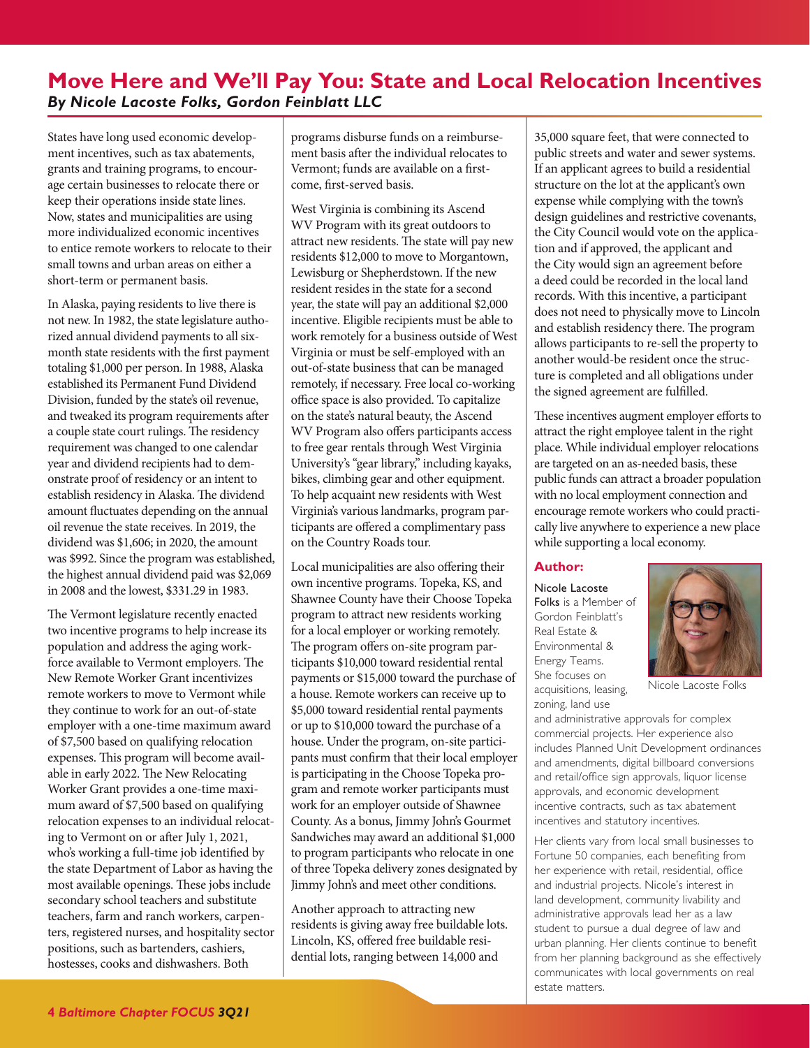# Move Here and We'll Pay You: State and Local Relocation Incentives

***By Nicole Lacoste Folks, Gordon Feinblatt LLC***

States have long used economic development incentives, such as tax abatements, grants and training programs, to encourage certain businesses to relocate there or keep their operations inside state lines. Now, states and municipalities are using more individualized economic incentives to entice remote workers to relocate to their small towns and urban areas on either a short-term or permanent basis.

In Alaska, paying residents to live there is not new. In 1982, the state legislature authorized annual dividend payments to all six-month state residents with the first payment totaling $1,000 per person. In 1988, Alaska established its Permanent Fund Dividend Division, funded by the state's oil revenue, and tweaked its program requirements after a couple state court rulings. The residency requirement was changed to one calendar year and dividend recipients had to demonstrate proof of residency or an intent to establish residency in Alaska. The dividend amount fluctuates depending on the annual oil revenue the state receives. In 2019, the dividend was $1,606; in 2020, the amount was $992. Since the program was established, the highest annual dividend paid was $2,069 in 2008 and the lowest, $331.29 in 1983.

The Vermont legislature recently enacted two incentive programs to help increase its population and address the aging workforce available to Vermont employers. The New Remote Worker Grant incentivizes remote workers to move to Vermont while they continue to work for an out-of-state employer with a one-time maximum award of $7,500 based on qualifying relocation expenses. This program will become available in early 2022. The New Relocating Worker Grant provides a one-time maximum award of $7,500 based on qualifying relocation expenses to an individual relocating to Vermont on or after July 1, 2021, who's working a full-time job identified by the state Department of Labor as having the most available openings. These jobs include secondary school teachers and substitute teachers, farm and ranch workers, carpenters, registered nurses, and hospitality sector positions, such as bartenders, cashiers, hostesses, cooks and dishwashers. Both programs disburse funds on a reimbursement basis after the individual relocates to Vermont; funds are available on a first-come, first-served basis.

West Virginia is combining its Ascend WV Program with its great outdoors to attract new residents. The state will pay new residents $12,000 to move to Morgantown, Lewisburg or Shepherdstown. If the new resident resides in the state for a second year, the state will pay an additional $2,000 incentive. Eligible recipients must be able to work remotely for a business outside of West Virginia or must be self-employed with an out-of-state business that can be managed remotely, if necessary. Free local co-working office space is also provided. To capitalize on the state's natural beauty, the Ascend WV Program also offers participants access to free gear rentals through West Virginia University's "gear library," including kayaks, bikes, climbing gear and other equipment. To help acquaint new residents with West Virginia's various landmarks, program participants are offered a complimentary pass on the Country Roads tour.

Local municipalities are also offering their own incentive programs. Topeka, KS, and Shawnee County have their Choose Topeka program to attract new residents working for a local employer or working remotely. The program offers on-site program participants $10,000 toward residential rental payments or $15,000 toward the purchase of a house. Remote workers can receive up to $5,000 toward residential rental payments or up to $10,000 toward the purchase of a house. Under the program, on-site participants must confirm that their local employer is participating in the Choose Topeka program and remote worker participants must work for an employer outside of Shawnee County. As a bonus, Jimmy John's Gourmet Sandwiches may award an additional $1,000 to program participants who relocate in one of three Topeka delivery zones designated by Jimmy John's and meet other conditions.

Another approach to attracting new residents is giving away free buildable lots. Lincoln, KS, offered free buildable residential lots, ranging between 14,000 and 35,000 square feet, that were connected to public streets and water and sewer systems. If an applicant agrees to build a residential structure on the lot at the applicant's own expense while complying with the town's design guidelines and restrictive covenants, the City Council would vote on the application and if approved, the applicant and the City would sign an agreement before a deed could be recorded in the local land records. With this incentive, a participant does not need to physically move to Lincoln and establish residency there. The program allows participants to re-sell the property to another would-be resident once the structure is completed and all obligations under the signed agreement are fulfilled.

These incentives augment employer efforts to attract the right employee talent in the right place. While individual employer relocations are targeted on an as-needed basis, these public funds can attract a broader population with no local employment connection and encourage remote workers who could practically live anywhere to experience a new place while supporting a local economy.

### Author:

Nicole Lacoste Folks

Nicole Lacoste Folks is a Member of Gordon Feinblatt's Real Estate & Environmental & Energy Teams. She focuses on acquisitions, leasing, zoning, land use and administrative approvals for complex commercial projects. Her experience also includes Planned Unit Development ordinances and amendments, digital billboard conversions and retail/office sign approvals, liquor license approvals, and economic development incentive contracts, such as tax abatement incentives and statutory incentives.

Her clients vary from local small businesses to Fortune 50 companies, each benefiting from her experience with retail, residential, office and industrial projects. Nicole's interest in land development, community livability and administrative approvals lead her as a law student to pursue a dual degree of law and urban planning. Her clients continue to benefit from her planning background as she effectively communicates with local governments on real estate matters.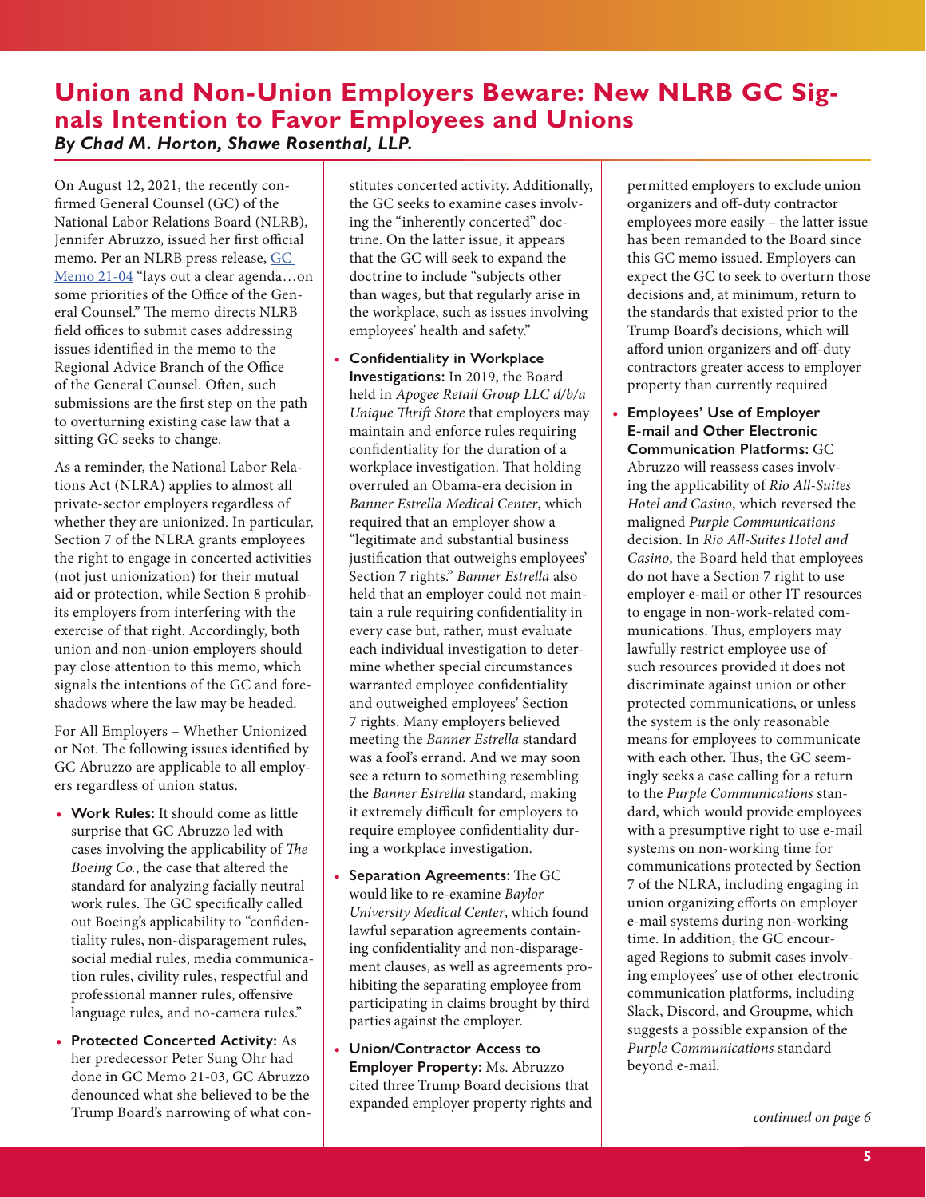# Union and Non-Union Employers Beware: New NLRB GC Signals Intention to Favor Employees and Unions

***By Chad M. Horton, Shawe Rosenthal, LLP.***

On August 12, 2021, the recently confirmed General Counsel (GC) of the National Labor Relations Board (NLRB), Jennifer Abruzzo, issued her first official memo. Per an NLRB press release, GC Memo 21-04 "lays out a clear agenda…on some priorities of the Office of the General Counsel." The memo directs NLRB field offices to submit cases addressing issues identified in the memo to the Regional Advice Branch of the Office of the General Counsel. Often, such submissions are the first step on the path to overturning existing case law that a sitting GC seeks to change.

As a reminder, the National Labor Relations Act (NLRA) applies to almost all private-sector employers regardless of whether they are unionized. In particular, Section 7 of the NLRA grants employees the right to engage in concerted activities (not just unionization) for their mutual aid or protection, while Section 8 prohibits employers from interfering with the exercise of that right. Accordingly, both union and non-union employers should pay close attention to this memo, which signals the intentions of the GC and foreshadows where the law may be headed.

For All Employers – Whether Unionized or Not. The following issues identified by GC Abruzzo are applicable to all employers regardless of union status.

- **Work Rules:** It should come as little surprise that GC Abruzzo led with cases involving the applicability of *The Boeing Co.*, the case that altered the standard for analyzing facially neutral work rules. The GC specifically called out Boeing's applicability to "confidentiality rules, non-disparagement rules, social medial rules, media communication rules, civility rules, respectful and professional manner rules, offensive language rules, and no-camera rules."
- **Protected Concerted Activity:** As her predecessor Peter Sung Ohr had done in GC Memo 21-03, GC Abruzzo denounced what she believed to be the Trump Board's narrowing of what constitutes concerted activity. Additionally, the GC seeks to examine cases involving the "inherently concerted" doctrine. On the latter issue, it appears that the GC will seek to expand the doctrine to include "subjects other than wages, but that regularly arise in the workplace, such as issues involving employees' health and safety."
- **Confidentiality in Workplace Investigations:** In 2019, the Board held in *Apogee Retail Group LLC d/b/a Unique Thrift Store* that employers may maintain and enforce rules requiring confidentiality for the duration of a workplace investigation. That holding overruled an Obama-era decision in *Banner Estrella Medical Center*, which required that an employer show a "legitimate and substantial business justification that outweighs employees' Section 7 rights." *Banner Estrella* also held that an employer could not maintain a rule requiring confidentiality in every case but, rather, must evaluate each individual investigation to determine whether special circumstances warranted employee confidentiality and outweighed employees' Section 7 rights. Many employers believed meeting the *Banner Estrella* standard was a fool's errand. And we may soon see a return to something resembling the *Banner Estrella* standard, making it extremely difficult for employers to require employee confidentiality during a workplace investigation.
- **Separation Agreements:** The GC would like to re-examine *Baylor University Medical Center*, which found lawful separation agreements containing confidentiality and non-disparagement clauses, as well as agreements prohibiting the separating employee from participating in claims brought by third parties against the employer.
- **Union/Contractor Access to Employer Property:** Ms. Abruzzo cited three Trump Board decisions that expanded employer property rights and permitted employers to exclude union organizers and off-duty contractor employees more easily – the latter issue has been remanded to the Board since this GC memo issued. Employers can expect the GC to seek to overturn those decisions and, at minimum, return to the standards that existed prior to the Trump Board's decisions, which will afford union organizers and off-duty contractors greater access to employer property than currently required
- **Employees' Use of Employer E-mail and Other Electronic Communication Platforms:** GC Abruzzo will reassess cases involving the applicability of *Rio All-Suites Hotel and Casino*, which reversed the maligned *Purple Communications* decision. In *Rio All-Suites Hotel and Casino*, the Board held that employees do not have a Section 7 right to use employer e-mail or other IT resources to engage in non-work-related communications. Thus, employers may lawfully restrict employee use of such resources provided it does not discriminate against union or other protected communications, or unless the system is the only reasonable means for employees to communicate with each other. Thus, the GC seemingly seeks a case calling for a return to the *Purple Communications* standard, which would provide employees with a presumptive right to use e-mail systems on non-working time for communications protected by Section 7 of the NLRA, including engaging in union organizing efforts on employer e-mail systems during non-working time. In addition, the GC encouraged Regions to submit cases involving employees' use of other electronic communication platforms, including Slack, Discord, and Groupme, which suggests a possible expansion of the *Purple Communications* standard beyond e-mail.

*continued on page 6*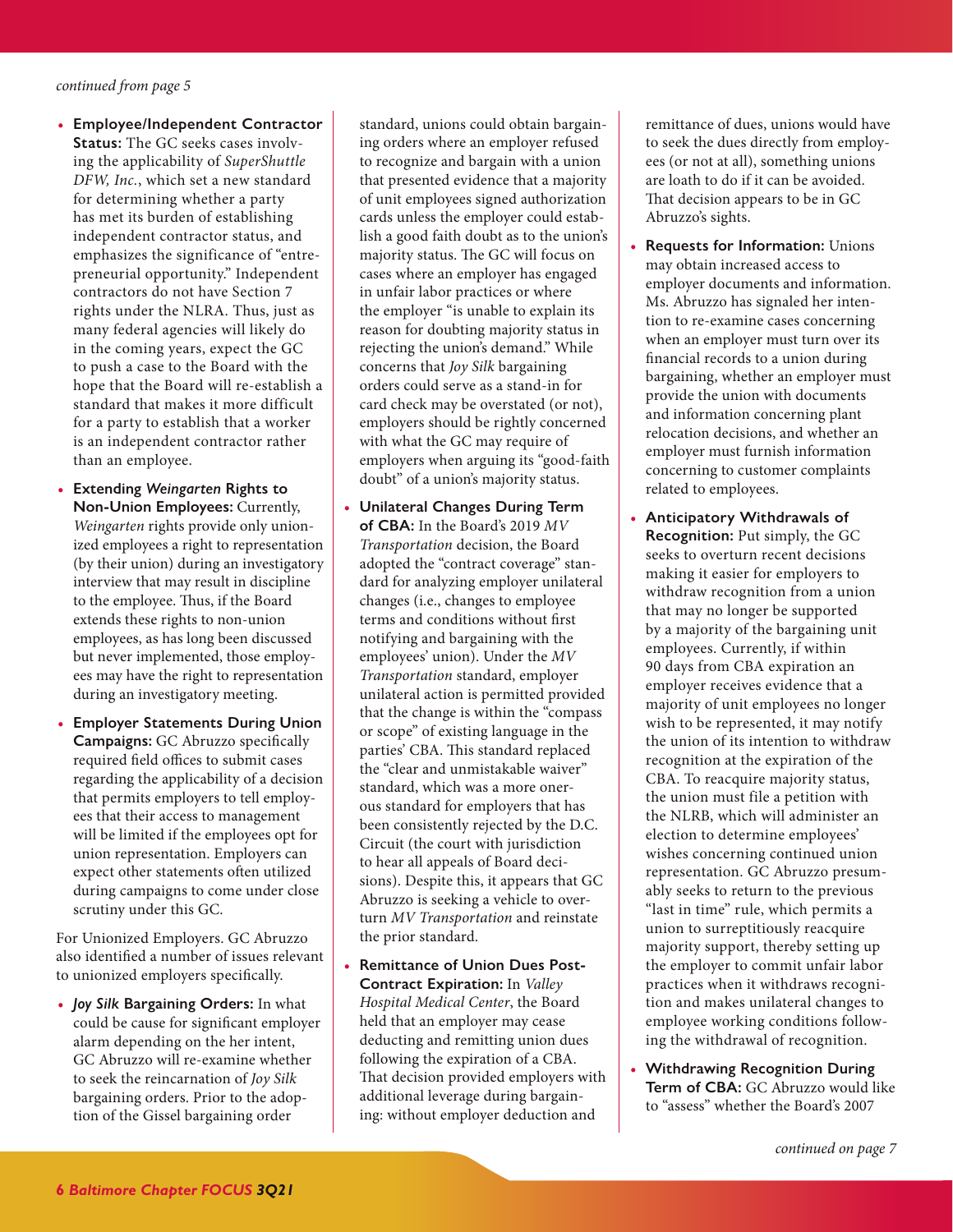*continued from page 5*

- **Employee/Independent Contractor Status:** The GC seeks cases involving the applicability of *SuperShuttle DFW, Inc.*, which set a new standard for determining whether a party has met its burden of establishing independent contractor status, and emphasizes the significance of "entrepreneurial opportunity." Independent contractors do not have Section 7 rights under the NLRA. Thus, just as many federal agencies will likely do in the coming years, expect the GC to push a case to the Board with the hope that the Board will re-establish a standard that makes it more difficult for a party to establish that a worker is an independent contractor rather than an employee.
- **Extending *Weingarten* Rights to Non-Union Employees:** Currently, *Weingarten* rights provide only unionized employees a right to representation (by their union) during an investigatory interview that may result in discipline to the employee. Thus, if the Board extends these rights to non-union employees, as has long been discussed but never implemented, those employees may have the right to representation during an investigatory meeting.
- **Employer Statements During Union Campaigns:** GC Abruzzo specifically required field offices to submit cases regarding the applicability of a decision that permits employers to tell employees that their access to management will be limited if the employees opt for union representation. Employers can expect other statements often utilized during campaigns to come under close scrutiny under this GC.

For Unionized Employers. GC Abruzzo also identified a number of issues relevant to unionized employers specifically.

- ***Joy Silk* Bargaining Orders:** In what could be cause for significant employer alarm depending on the her intent, GC Abruzzo will re-examine whether to seek the reincarnation of *Joy Silk* bargaining orders. Prior to the adoption of the Gissel bargaining order standard, unions could obtain bargaining orders where an employer refused to recognize and bargain with a union that presented evidence that a majority of unit employees signed authorization cards unless the employer could establish a good faith doubt as to the union's majority status. The GC will focus on cases where an employer has engaged in unfair labor practices or where the employer "is unable to explain its reason for doubting majority status in rejecting the union's demand." While concerns that *Joy Silk* bargaining orders could serve as a stand-in for card check may be overstated (or not), employers should be rightly concerned with what the GC may require of employers when arguing its "good-faith doubt" of a union's majority status.
- **Unilateral Changes During Term of CBA:** In the Board's 2019 *MV Transportation* decision, the Board adopted the "contract coverage" standard for analyzing employer unilateral changes (i.e., changes to employee terms and conditions without first notifying and bargaining with the employees' union). Under the *MV Transportation* standard, employer unilateral action is permitted provided that the change is within the "compass or scope" of existing language in the parties' CBA. This standard replaced the "clear and unmistakable waiver" standard, which was a more onerous standard for employers that has been consistently rejected by the D.C. Circuit (the court with jurisdiction to hear all appeals of Board decisions). Despite this, it appears that GC Abruzzo is seeking a vehicle to overturn *MV Transportation* and reinstate the prior standard.
- **Remittance of Union Dues Post-Contract Expiration:** In *Valley Hospital Medical Center*, the Board held that an employer may cease deducting and remitting union dues following the expiration of a CBA. That decision provided employers with additional leverage during bargaining: without employer deduction and remittance of dues, unions would have to seek the dues directly from employees (or not at all), something unions are loath to do if it can be avoided. That decision appears to be in GC Abruzzo's sights.
- **Requests for Information:** Unions may obtain increased access to employer documents and information. Ms. Abruzzo has signaled her intention to re-examine cases concerning when an employer must turn over its financial records to a union during bargaining, whether an employer must provide the union with documents and information concerning plant relocation decisions, and whether an employer must furnish information concerning to customer complaints related to employees.
- **Anticipatory Withdrawals of Recognition:** Put simply, the GC seeks to overturn recent decisions making it easier for employers to withdraw recognition from a union that may no longer be supported by a majority of the bargaining unit employees. Currently, if within 90 days from CBA expiration an employer receives evidence that a majority of unit employees no longer wish to be represented, it may notify the union of its intention to withdraw recognition at the expiration of the CBA. To reacquire majority status, the union must file a petition with the NLRB, which will administer an election to determine employees' wishes concerning continued union representation. GC Abruzzo presumably seeks to return to the previous "last in time" rule, which permits a union to surreptitiously reacquire majority support, thereby setting up the employer to commit unfair labor practices when it withdraws recognition and makes unilateral changes to employee working conditions following the withdrawal of recognition.
- **Withdrawing Recognition During Term of CBA:** GC Abruzzo would like to "assess" whether the Board's 2007

*continued on page 7*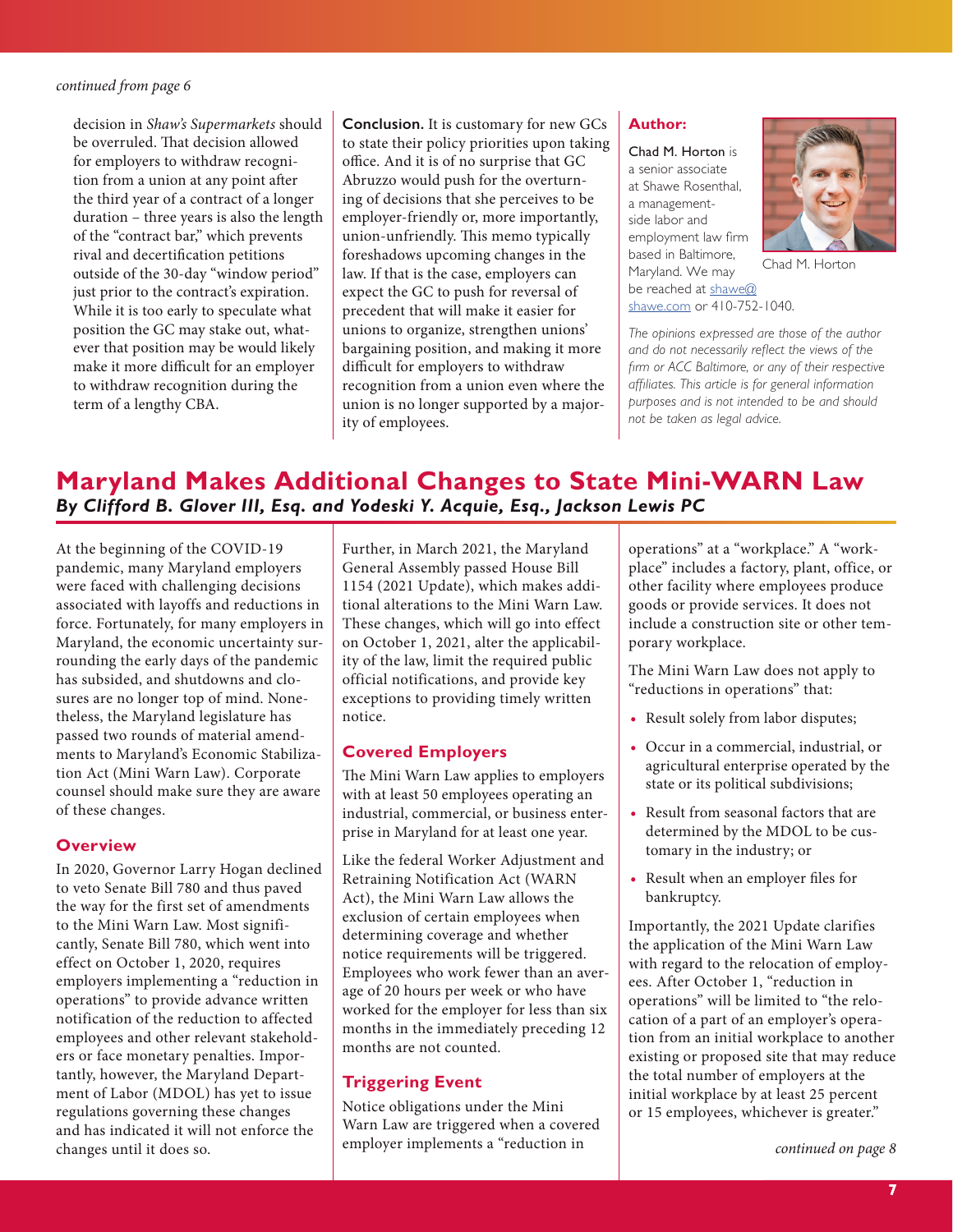*continued from page 6*

decision in *Shaw's Supermarkets* should be overruled. That decision allowed for employers to withdraw recognition from a union at any point after the third year of a contract of a longer duration – three years is also the length of the "contract bar," which prevents rival and decertification petitions outside of the 30-day "window period" just prior to the contract's expiration. While it is too early to speculate what position the GC may stake out, whatever that position may be would likely make it more difficult for an employer to withdraw recognition during the term of a lengthy CBA.

**Conclusion.** It is customary for new GCs to state their policy priorities upon taking office. And it is of no surprise that GC Abruzzo would push for the overturning of decisions that she perceives to be employer-friendly or, more importantly, union-unfriendly. This memo typically foreshadows upcoming changes in the law. If that is the case, employers can expect the GC to push for reversal of precedent that will make it easier for unions to organize, strengthen unions' bargaining position, and making it more difficult for employers to withdraw recognition from a union even where the union is no longer supported by a majority of employees.

**Author:**

Chad M. Horton is a senior associate at Shawe Rosenthal, a management-side labor and employment law firm based in Baltimore, Maryland. We may be reached at shawe@shawe.com or 410-752-1040.

Chad M. Horton

*The opinions expressed are those of the author and do not necessarily reflect the views of the firm or ACC Baltimore, or any of their respective affiliates. This article is for general information purposes and is not intended to be and should not be taken as legal advice.*

# Maryland Makes Additional Changes to State Mini-WARN Law

***By Clifford B. Glover III, Esq. and Yodeski Y. Acquie, Esq., Jackson Lewis PC***

At the beginning of the COVID-19 pandemic, many Maryland employers were faced with challenging decisions associated with layoffs and reductions in force. Fortunately, for many employers in Maryland, the economic uncertainty surrounding the early days of the pandemic has subsided, and shutdowns and closures are no longer top of mind. Nonetheless, the Maryland legislature has passed two rounds of material amendments to Maryland's Economic Stabilization Act (Mini Warn Law). Corporate counsel should make sure they are aware of these changes.

## Overview

In 2020, Governor Larry Hogan declined to veto Senate Bill 780 and thus paved the way for the first set of amendments to the Mini Warn Law. Most significantly, Senate Bill 780, which went into effect on October 1, 2020, requires employers implementing a "reduction in operations" to provide advance written notification of the reduction to affected employees and other relevant stakeholders or face monetary penalties. Importantly, however, the Maryland Department of Labor (MDOL) has yet to issue regulations governing these changes and has indicated it will not enforce the changes until it does so.

Further, in March 2021, the Maryland General Assembly passed House Bill 1154 (2021 Update), which makes additional alterations to the Mini Warn Law. These changes, which will go into effect on October 1, 2021, alter the applicability of the law, limit the required public official notifications, and provide key exceptions to providing timely written notice.

## Covered Employers

The Mini Warn Law applies to employers with at least 50 employees operating an industrial, commercial, or business enterprise in Maryland for at least one year.

Like the federal Worker Adjustment and Retraining Notification Act (WARN Act), the Mini Warn Law allows the exclusion of certain employees when determining coverage and whether notice requirements will be triggered. Employees who work fewer than an average of 20 hours per week or who have worked for the employer for less than six months in the immediately preceding 12 months are not counted.

## Triggering Event

Notice obligations under the Mini Warn Law are triggered when a covered employer implements a "reduction in operations" at a "workplace." A "workplace" includes a factory, plant, office, or other facility where employees produce goods or provide services. It does not include a construction site or other temporary workplace.

The Mini Warn Law does not apply to "reductions in operations" that:

- Result solely from labor disputes;
- Occur in a commercial, industrial, or agricultural enterprise operated by the state or its political subdivisions;
- Result from seasonal factors that are determined by the MDOL to be customary in the industry; or
- Result when an employer files for bankruptcy.

Importantly, the 2021 Update clarifies the application of the Mini Warn Law with regard to the relocation of employees. After October 1, "reduction in operations" will be limited to "the relocation of a part of an employer's operation from an initial workplace to another existing or proposed site that may reduce the total number of employers at the initial workplace by at least 25 percent or 15 employees, whichever is greater."

*continued on page 8*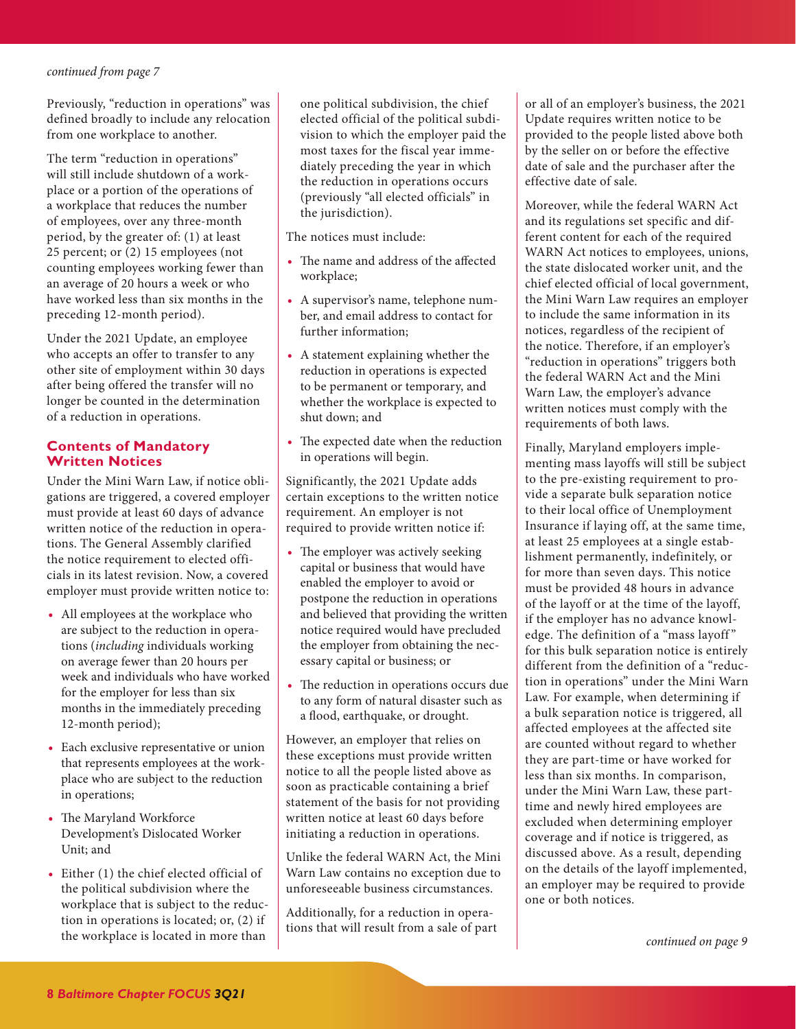*continued from page 7*

Previously, "reduction in operations" was defined broadly to include any relocation from one workplace to another.

The term "reduction in operations" will still include shutdown of a workplace or a portion of the operations of a workplace that reduces the number of employees, over any three-month period, by the greater of: (1) at least 25 percent; or (2) 15 employees (not counting employees working fewer than an average of 20 hours a week or who have worked less than six months in the preceding 12-month period).

Under the 2021 Update, an employee who accepts an offer to transfer to any other site of employment within 30 days after being offered the transfer will no longer be counted in the determination of a reduction in operations.

## Contents of Mandatory Written Notices

Under the Mini Warn Law, if notice obligations are triggered, a covered employer must provide at least 60 days of advance written notice of the reduction in operations. The General Assembly clarified the notice requirement to elected officials in its latest revision. Now, a covered employer must provide written notice to:

- All employees at the workplace who are subject to the reduction in operations (*including* individuals working on average fewer than 20 hours per week and individuals who have worked for the employer for less than six months in the immediately preceding 12-month period);
- Each exclusive representative or union that represents employees at the workplace who are subject to the reduction in operations;
- The Maryland Workforce Development's Dislocated Worker Unit; and
- Either (1) the chief elected official of the political subdivision where the workplace that is subject to the reduction in operations is located; or, (2) if the workplace is located in more than one political subdivision, the chief elected official of the political subdivision to which the employer paid the most taxes for the fiscal year immediately preceding the year in which the reduction in operations occurs (previously "all elected officials" in the jurisdiction).

The notices must include:

- The name and address of the affected workplace;
- A supervisor's name, telephone number, and email address to contact for further information;
- A statement explaining whether the reduction in operations is expected to be permanent or temporary, and whether the workplace is expected to shut down; and
- The expected date when the reduction in operations will begin.

Significantly, the 2021 Update adds certain exceptions to the written notice requirement. An employer is not required to provide written notice if:

- The employer was actively seeking capital or business that would have enabled the employer to avoid or postpone the reduction in operations and believed that providing the written notice required would have precluded the employer from obtaining the necessary capital or business; or
- The reduction in operations occurs due to any form of natural disaster such as a flood, earthquake, or drought.

However, an employer that relies on these exceptions must provide written notice to all the people listed above as soon as practicable containing a brief statement of the basis for not providing written notice at least 60 days before initiating a reduction in operations.

Unlike the federal WARN Act, the Mini Warn Law contains no exception due to unforeseeable business circumstances.

Additionally, for a reduction in operations that will result from a sale of part or all of an employer's business, the 2021 Update requires written notice to be provided to the people listed above both by the seller on or before the effective date of sale and the purchaser after the effective date of sale.

Moreover, while the federal WARN Act and its regulations set specific and different content for each of the required WARN Act notices to employees, unions, the state dislocated worker unit, and the chief elected official of local government, the Mini Warn Law requires an employer to include the same information in its notices, regardless of the recipient of the notice. Therefore, if an employer's "reduction in operations" triggers both the federal WARN Act and the Mini Warn Law, the employer's advance written notices must comply with the requirements of both laws.

Finally, Maryland employers implementing mass layoffs will still be subject to the pre-existing requirement to provide a separate bulk separation notice to their local office of Unemployment Insurance if laying off, at the same time, at least 25 employees at a single establishment permanently, indefinitely, or for more than seven days. This notice must be provided 48 hours in advance of the layoff or at the time of the layoff, if the employer has no advance knowledge. The definition of a "mass layoff" for this bulk separation notice is entirely different from the definition of a "reduction in operations" under the Mini Warn Law. For example, when determining if a bulk separation notice is triggered, all affected employees at the affected site are counted without regard to whether they are part-time or have worked for less than six months. In comparison, under the Mini Warn Law, these part-time and newly hired employees are excluded when determining employer coverage and if notice is triggered, as discussed above. As a result, depending on the details of the layoff implemented, an employer may be required to provide one or both notices.

*continued on page 9*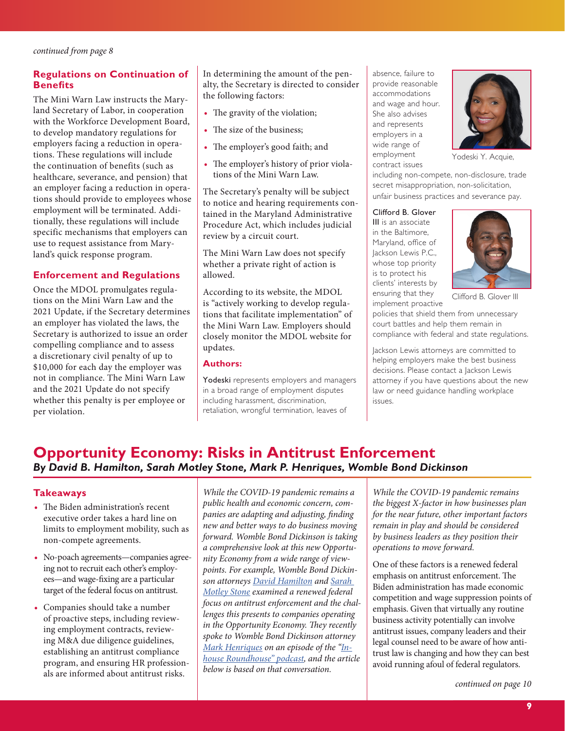*continued from page 8*

### Regulations on Continuation of Benefits

The Mini Warn Law instructs the Maryland Secretary of Labor, in cooperation with the Workforce Development Board, to develop mandatory regulations for employers facing a reduction in operations. These regulations will include the continuation of benefits (such as healthcare, severance, and pension) that an employer facing a reduction in operations should provide to employees whose employment will be terminated. Additionally, these regulations will include specific mechanisms that employers can use to request assistance from Maryland's quick response program.

### Enforcement and Regulations

Once the MDOL promulgates regulations on the Mini Warn Law and the 2021 Update, if the Secretary determines an employer has violated the laws, the Secretary is authorized to issue an order compelling compliance and to assess a discretionary civil penalty of up to $10,000 for each day the employer was not in compliance. The Mini Warn Law and the 2021 Update do not specify whether this penalty is per employee or per violation.

In determining the amount of the penalty, the Secretary is directed to consider the following factors:

- The gravity of the violation;
- The size of the business;
- The employer's good faith; and
- The employer's history of prior violations of the Mini Warn Law.

The Secretary's penalty will be subject to notice and hearing requirements contained in the Maryland Administrative Procedure Act, which includes judicial review by a circuit court.

The Mini Warn Law does not specify whether a private right of action is allowed.

According to its website, the MDOL is "actively working to develop regulations that facilitate implementation" of the Mini Warn Law. Employers should closely monitor the MDOL website for updates.

### Authors:

Yodeski represents employers and managers in a broad range of employment disputes including harassment, discrimination, retaliation, wrongful termination, leaves of absence, failure to provide reasonable accommodations and wage and hour. She also advises and represents employers in a wide range of employment contract issues including non-compete, non-disclosure, trade secret misappropriation, non-solicitation, unfair business practices and severance pay.

Yodeski Y. Acquie,

Clifford B. Glover III is an associate in the Baltimore, Maryland, office of Jackson Lewis P.C., whose top priority is to protect his clients' interests by ensuring that they implement proactive policies that shield them from unnecessary court battles and help them remain in compliance with federal and state regulations.

Clifford B. Glover III

Jackson Lewis attorneys are committed to helping employers make the best business decisions. Please contact a Jackson Lewis attorney if you have questions about the new law or need guidance handling workplace issues.

# Opportunity Economy: Risks in Antitrust Enforcement

***By David B. Hamilton, Sarah Motley Stone, Mark P. Henriques, Womble Bond Dickinson***

### Takeaways

- The Biden administration's recent executive order takes a hard line on limits to employment mobility, such as non-compete agreements.
- No-poach agreements—companies agreeing not to recruit each other's employees—and wage-fixing are a particular target of the federal focus on antitrust.
- Companies should take a number of proactive steps, including reviewing employment contracts, reviewing M&A due diligence guidelines, establishing an antitrust compliance program, and ensuring HR professionals are informed about antitrust risks.

*While the COVID-19 pandemic remains a public health and economic concern, companies are adapting and adjusting, finding new and better ways to do business moving forward. Womble Bond Dickinson is taking a comprehensive look at this new Opportunity Economy from a wide range of viewpoints. For example, Womble Bond Dickinson attorneys David Hamilton and Sarah Motley Stone examined a renewed federal focus on antitrust enforcement and the challenges this presents to companies operating in the Opportunity Economy. They recently spoke to Womble Bond Dickinson attorney Mark Henriques on an episode of the "In-house Roundhouse" podcast, and the article below is based on that conversation.*

*While the COVID-19 pandemic remains the biggest X-factor in how businesses plan for the near future, other important factors remain in play and should be considered by business leaders as they position their operations to move forward.*

One of these factors is a renewed federal emphasis on antitrust enforcement. The Biden administration has made economic competition and wage suppression points of emphasis. Given that virtually any routine business activity potentially can involve antitrust issues, company leaders and their legal counsel need to be aware of how antitrust law is changing and how they can best avoid running afoul of federal regulators.

*continued on page 10*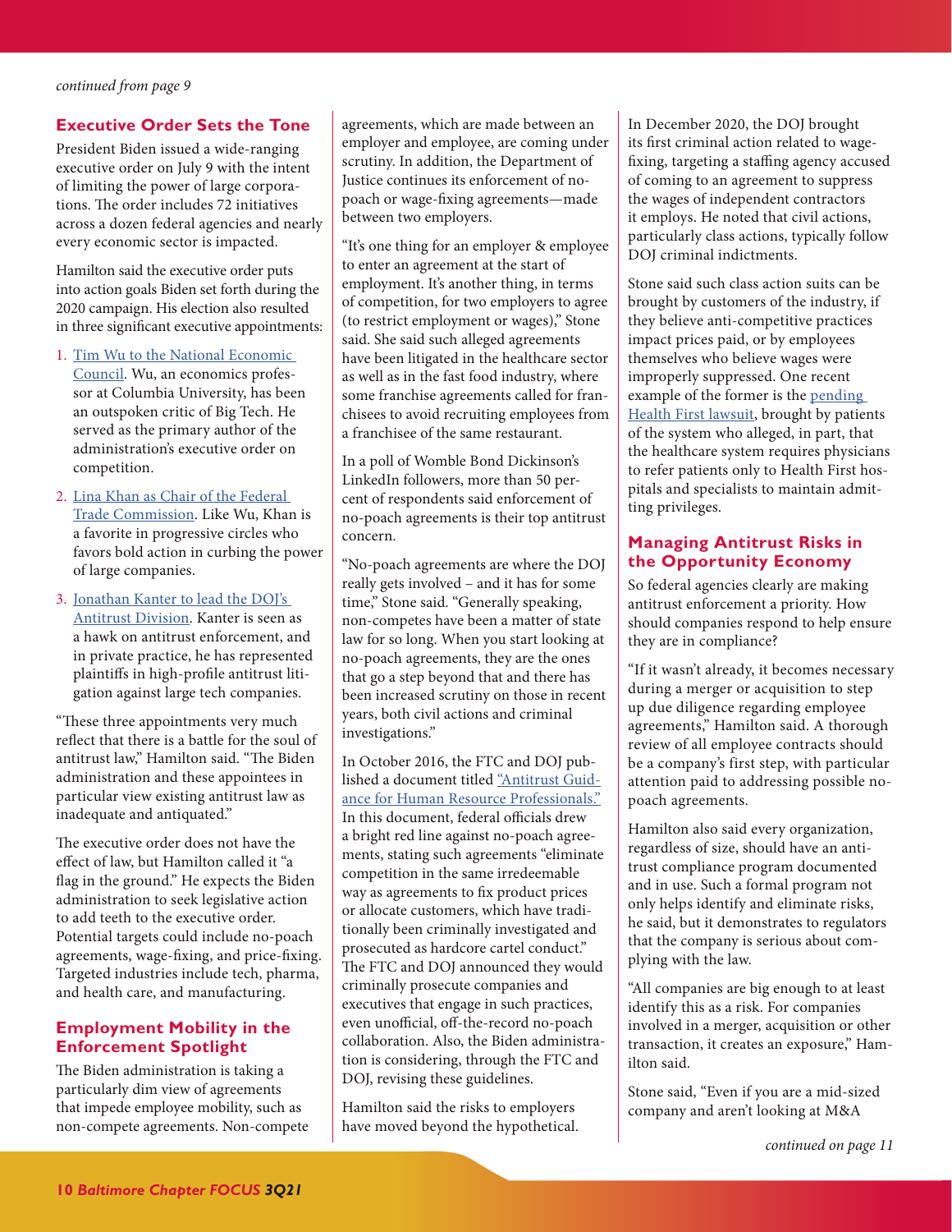*continued from page 9*

## Executive Order Sets the Tone

President Biden issued a wide-ranging executive order on July 9 with the intent of limiting the power of large corporations. The order includes 72 initiatives across a dozen federal agencies and nearly every economic sector is impacted.

Hamilton said the executive order puts into action goals Biden set forth during the 2020 campaign. His election also resulted in three significant executive appointments:

1. Tim Wu to the National Economic Council. Wu, an economics professor at Columbia University, has been an outspoken critic of Big Tech. He served as the primary author of the administration's executive order on competition.
2. Lina Khan as Chair of the Federal Trade Commission. Like Wu, Khan is a favorite in progressive circles who favors bold action in curbing the power of large companies.
3. Jonathan Kanter to lead the DOJ's Antitrust Division. Kanter is seen as a hawk on antitrust enforcement, and in private practice, he has represented plaintiffs in high-profile antitrust litigation against large tech companies.

"These three appointments very much reflect that there is a battle for the soul of antitrust law," Hamilton said. "The Biden administration and these appointees in particular view existing antitrust law as inadequate and antiquated."

The executive order does not have the effect of law, but Hamilton called it "a flag in the ground." He expects the Biden administration to seek legislative action to add teeth to the executive order. Potential targets could include no-poach agreements, wage-fixing, and price-fixing. Targeted industries include tech, pharma, and health care, and manufacturing.

## Employment Mobility in the Enforcement Spotlight

The Biden administration is taking a particularly dim view of agreements that impede employee mobility, such as non-compete agreements. Non-compete agreements, which are made between an employer and employee, are coming under scrutiny. In addition, the Department of Justice continues its enforcement of no-poach or wage-fixing agreements—made between two employers.

"It's one thing for an employer & employee to enter an agreement at the start of employment. It's another thing, in terms of competition, for two employers to agree (to restrict employment or wages)," Stone said. She said such alleged agreements have been litigated in the healthcare sector as well as in the fast food industry, where some franchise agreements called for franchisees to avoid recruiting employees from a franchisee of the same restaurant.

In a poll of Womble Bond Dickinson's LinkedIn followers, more than 50 percent of respondents said enforcement of no-poach agreements is their top antitrust concern.

"No-poach agreements are where the DOJ really gets involved – and it has for some time," Stone said. "Generally speaking, non-competes have been a matter of state law for so long. When you start looking at no-poach agreements, they are the ones that go a step beyond that and there has been increased scrutiny on those in recent years, both civil actions and criminal investigations."

In October 2016, the FTC and DOJ published a document titled "Antitrust Guidance for Human Resource Professionals." In this document, federal officials drew a bright red line against no-poach agreements, stating such agreements "eliminate competition in the same irredeemable way as agreements to fix product prices or allocate customers, which have traditionally been criminally investigated and prosecuted as hardcore cartel conduct." The FTC and DOJ announced they would criminally prosecute companies and executives that engage in such practices, even unofficial, off-the-record no-poach collaboration. Also, the Biden administration is considering, through the FTC and DOJ, revising these guidelines.

Hamilton said the risks to employers have moved beyond the hypothetical. In December 2020, the DOJ brought its first criminal action related to wage-fixing, targeting a staffing agency accused of coming to an agreement to suppress the wages of independent contractors it employs. He noted that civil actions, particularly class actions, typically follow DOJ criminal indictments.

Stone said such class action suits can be brought by customers of the industry, if they believe anti-competitive practices impact prices paid, or by employees themselves who believe wages were improperly suppressed. One recent example of the former is the pending Health First lawsuit, brought by patients of the system who alleged, in part, that the healthcare system requires physicians to refer patients only to Health First hospitals and specialists to maintain admitting privileges.

## Managing Antitrust Risks in the Opportunity Economy

So federal agencies clearly are making antitrust enforcement a priority. How should companies respond to help ensure they are in compliance?

"If it wasn't already, it becomes necessary during a merger or acquisition to step up due diligence regarding employee agreements," Hamilton said. A thorough review of all employee contracts should be a company's first step, with particular attention paid to addressing possible no-poach agreements.

Hamilton also said every organization, regardless of size, should have an antitrust compliance program documented and in use. Such a formal program not only helps identify and eliminate risks, he said, but it demonstrates to regulators that the company is serious about complying with the law.

"All companies are big enough to at least identify this as a risk. For companies involved in a merger, acquisition or other transaction, it creates an exposure," Hamilton said.

Stone said, "Even if you are a mid-sized company and aren't looking at M&A

*continued on page 11*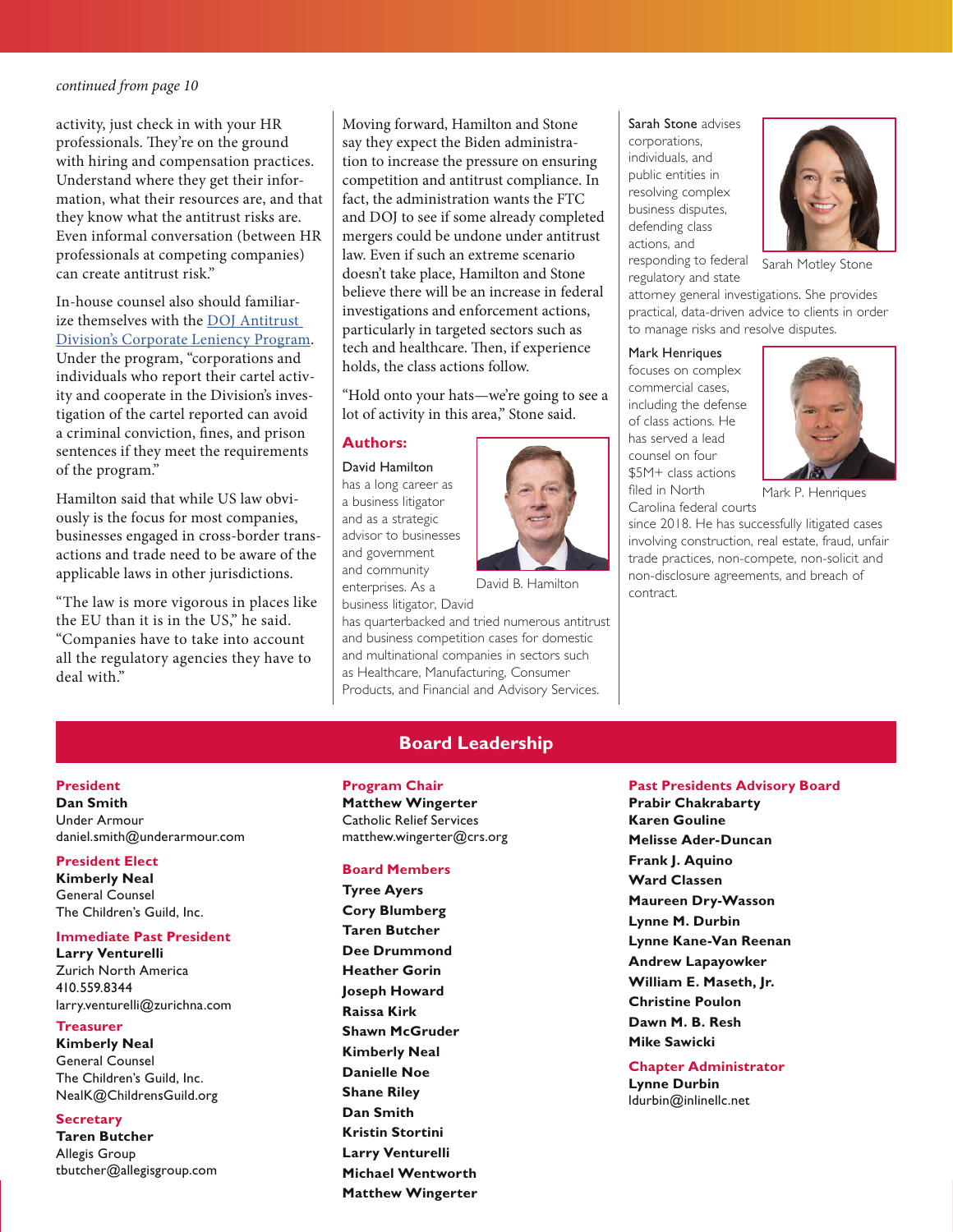*continued from page 10*

activity, just check in with your HR professionals. They're on the ground with hiring and compensation practices. Understand where they get their information, what their resources are, and that they know what the antitrust risks are. Even informal conversation (between HR professionals at competing companies) can create antitrust risk."

In-house counsel also should familiarize themselves with the DOJ Antitrust Division's Corporate Leniency Program. Under the program, "corporations and individuals who report their cartel activity and cooperate in the Division's investigation of the cartel reported can avoid a criminal conviction, fines, and prison sentences if they meet the requirements of the program."

Hamilton said that while US law obviously is the focus for most companies, businesses engaged in cross-border transactions and trade need to be aware of the applicable laws in other jurisdictions.

"The law is more vigorous in places like the EU than it is in the US," he said. "Companies have to take into account all the regulatory agencies they have to deal with."

Moving forward, Hamilton and Stone say they expect the Biden administration to increase the pressure on ensuring competition and antitrust compliance. In fact, the administration wants the FTC and DOJ to see if some already completed mergers could be undone under antitrust law. Even if such an extreme scenario doesn't take place, Hamilton and Stone believe there will be an increase in federal investigations and enforcement actions, particularly in targeted sectors such as tech and healthcare. Then, if experience holds, the class actions follow.

"Hold onto your hats—we're going to see a lot of activity in this area," Stone said.

## Authors:

**David Hamilton** has a long career as a business litigator and as a strategic advisor to businesses and government and community enterprises. As a business litigator, David has quarterbacked and tried numerous antitrust and business competition cases for domestic and multinational companies in sectors such as Healthcare, Manufacturing, Consumer Products, and Financial and Advisory Services.

David B. Hamilton

**Sarah Stone** advises corporations, individuals, and public entities in resolving complex business disputes, defending class actions, and responding to federal regulatory and state attorney general investigations. She provides practical, data-driven advice to clients in order to manage risks and resolve disputes.

Sarah Motley Stone

**Mark Henriques** focuses on complex commercial cases, including the defense of class actions. He has served a lead counsel on four $5M+ class actions filed in North Carolina federal courts since 2018. He has successfully litigated cases involving construction, real estate, fraud, unfair trade practices, non-compete, non-solicit and non-disclosure agreements, and breach of contract.

Mark P. Henriques

## Board Leadership

**President**
**Dan Smith**
Under Armour
daniel.smith@underarmour.com

**President Elect**
**Kimberly Neal**
General Counsel
The Children's Guild, Inc.

**Immediate Past President**
**Larry Venturelli**
Zurich North America
410.559.8344
larry.venturelli@zurichna.com

**Treasurer**
**Kimberly Neal**
General Counsel
The Children's Guild, Inc.
NealK@ChildrensGuild.org

**Secretary**
**Taren Butcher**
Allegis Group
tbutcher@allegisgroup.com

**Program Chair**
**Matthew Wingerter**
Catholic Relief Services
matthew.wingerter@crs.org

**Board Members**
**Tyree Ayers**
**Cory Blumberg**
**Taren Butcher**
**Dee Drummond**
**Heather Gorin**
**Joseph Howard**
**Raissa Kirk**
**Shawn McGruder**
**Kimberly Neal**
**Danielle Noe**
**Shane Riley**
**Dan Smith**
**Kristin Stortini**
**Larry Venturelli**
**Michael Wentworth**
**Matthew Wingerter**

**Past Presidents Advisory Board**
**Prabir Chakrabarty**
**Karen Gouline**
**Melisse Ader-Duncan**
**Frank J. Aquino**
**Ward Classen**
**Maureen Dry-Wasson**
**Lynne M. Durbin**
**Lynne Kane-Van Reenan**
**Andrew Lapayowker**
**William E. Maseth, Jr.**
**Christine Poulon**
**Dawn M. B. Resh**
**Mike Sawicki**

**Chapter Administrator**
**Lynne Durbin**
ldurbin@inlinellc.net